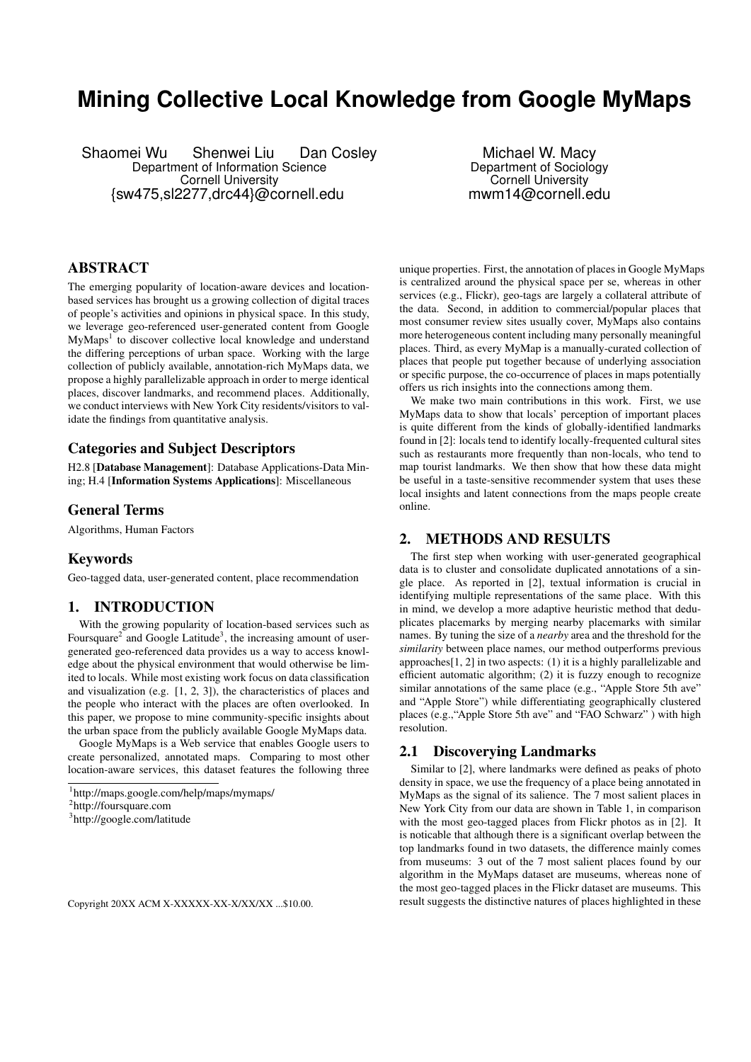# Mining Collective Local Knowledge from Google MyMaps

Shaomei Wu, Shenwei Liu, Dan Cosley
Department of Information Science
Cornell University
{sw475,sl2277,drc44}@cornell.edu

Michael W. Macy
Department of Sociology
Cornell University
mwm14@cornell.edu

## ABSTRACT

The emerging popularity of location-aware devices and location-based services has brought us a growing collection of digital traces of people's activities and opinions in physical space. In this study, we leverage geo-referenced user-generated content from Google MyMaps[1] to discover collective local knowledge and understand the differing perceptions of urban space. Working with the large collection of publicly available, annotation-rich MyMaps data, we propose a highly parallelizable approach in order to merge identical places, discover landmarks, and recommend places. Additionally, we conduct interviews with New York City residents/visitors to validate the findings from quantitative analysis.

### Categories and Subject Descriptors

H2.8 [**Database Management**]: Database Applications-Data Mining; H.4 [**Information Systems Applications**]: Miscellaneous

### General Terms

Algorithms, Human Factors

### Keywords

Geo-tagged data, user-generated content, place recommendation

## 1. INTRODUCTION

With the growing popularity of location-based services such as Foursquare[2] and Google Latitude[3], the increasing amount of user-generated geo-referenced data provides us a way to access knowledge about the physical environment that would otherwise be limited to locals. While most existing work focus on data classification and visualization (e.g. [1, 2, 3]), the characteristics of places and the people who interact with the places are often overlooked. In this paper, we propose to mine community-specific insights about the urban space from the publicly available Google MyMaps data.

Google MyMaps is a Web service that enables Google users to create personalized, annotated maps. Comparing to most other location-aware services, this dataset features the following three unique properties. First, the annotation of places in Google MyMaps is centralized around the physical space per se, whereas in other services (e.g., Flickr), geo-tags are largely a collateral attribute of the data. Second, in addition to commercial/popular places that most consumer review sites usually cover, MyMaps also contains more heterogeneous content including many personally meaningful places. Third, as every MyMap is a manually-curated collection of places that people put together because of underlying association or specific purpose, the co-occurrence of places in maps potentially offers us rich insights into the connections among them.

We make two main contributions in this work. First, we use MyMaps data to show that locals' perception of important places is quite different from the kinds of globally-identified landmarks found in [2]: locals tend to identify locally-frequented cultural sites such as restaurants more frequently than non-locals, who tend to map tourist landmarks. We then show that how these data might be useful in a taste-sensitive recommender system that uses these local insights and latent connections from the maps people create online.

## 2. METHODS AND RESULTS

The first step when working with user-generated geographical data is to cluster and consolidate duplicated annotations of a single place. As reported in [2], textual information is crucial in identifying multiple representations of the same place. With this in mind, we develop a more adaptive heuristic method that deduplicates placemarks by merging nearby placemarks with similar names. By tuning the size of a *nearby* area and the threshold for the *similarity* between place names, our method outperforms previous approaches[1, 2] in two aspects: (1) it is a highly parallelizable and efficient automatic algorithm; (2) it is fuzzy enough to recognize similar annotations of the same place (e.g., "Apple Store 5th ave" and "Apple Store") while differentiating geographically clustered places (e.g.,"Apple Store 5th ave" and "FAO Schwarz" ) with high resolution.

### 2.1 Discoverying Landmarks

Similar to [2], where landmarks were defined as peaks of photo density in space, we use the frequency of a place being annotated in MyMaps as the signal of its salience. The 7 most salient places in New York City from our data are shown in Table 1, in comparison with the most geo-tagged places from Flickr photos as in [2]. It is noticable that although there is a significant overlap between the top landmarks found in two datasets, the difference mainly comes from museums: 3 out of the 7 most salient places found by our algorithm in the MyMaps dataset are museums, whereas none of the most geo-tagged places in the Flickr dataset are museums. This result suggests the distinctive natures of places highlighted in these

[1] http://maps.google.com/help/maps/mymaps/

[2] http://foursquare.com

[3] http://google.com/latitude

Copyright 20XX ACM X-XXXXX-XX-X/XX/XX ...$10.00.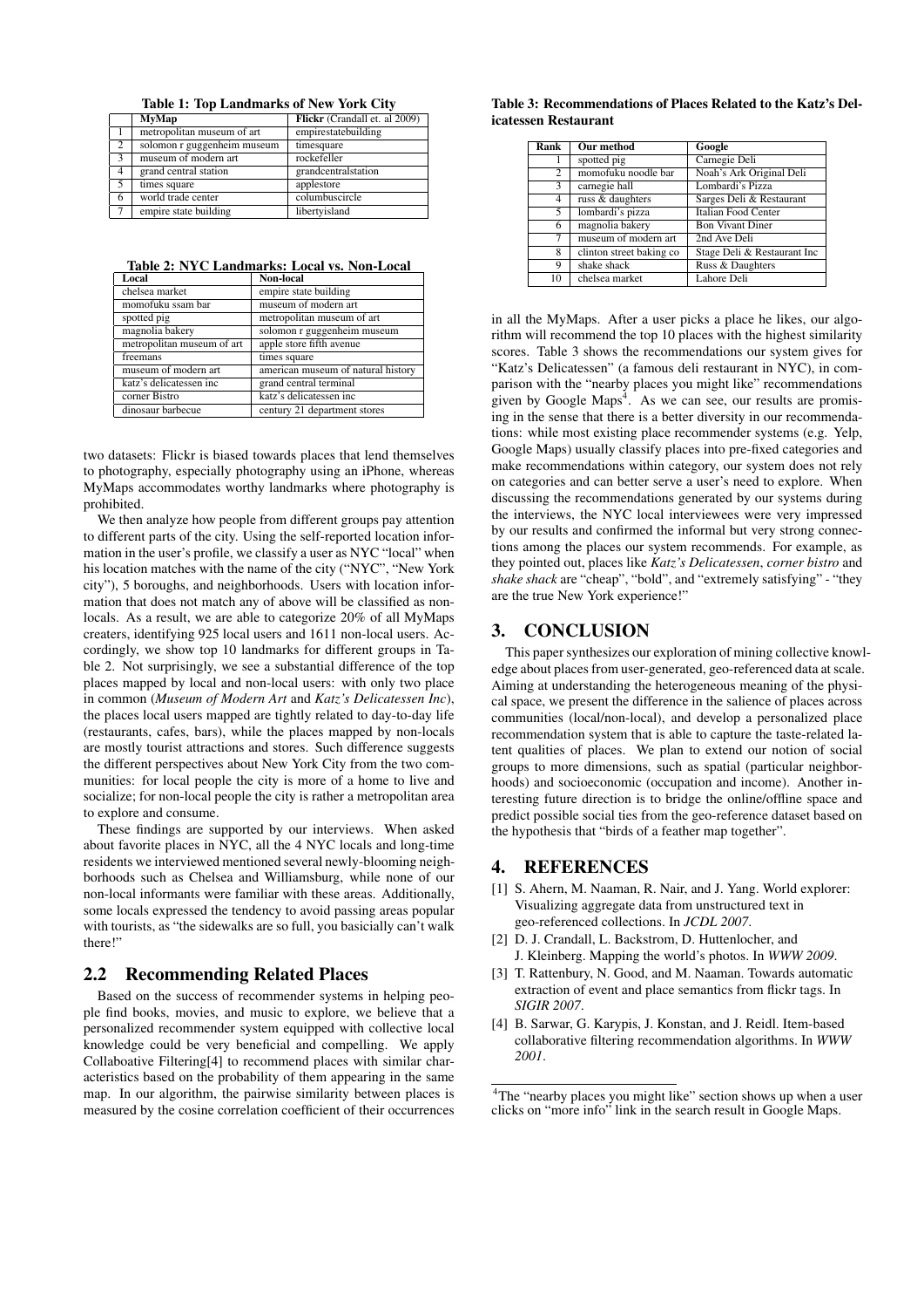**Table 1: Top Landmarks of New York City**

| | MyMap | Flickr (Crandall et. al 2009) |
|---|---|---|
| 1 | metropolitan museum of art | empirestatebuilding |
| 2 | solomon r guggenheim museum | timesquare |
| 3 | museum of modern art | rockefeller |
| 4 | grand central station | grandcentralstation |
| 5 | times square | applestore |
| 6 | world trade center | columbuscircle |
| 7 | empire state building | libertyisland |

**Table 2: NYC Landmarks: Local vs. Non-Local**

| Local | Non-local |
|---|---|
| chelsea market | empire state building |
| momofuku ssam bar | museum of modern art |
| spotted pig | metropolitan museum of art |
| magnolia bakery | solomon r guggenheim museum |
| metropolitan museum of art | apple store fifth avenue |
| freemans | times square |
| museum of modern art | american museum of natural history |
| katz's delicatessen inc | grand central terminal |
| corner Bistro | katz's delicatessen inc |
| dinosaur barbecue | century 21 department stores |

two datasets: Flickr is biased towards places that lend themselves to photography, especially photography using an iPhone, whereas MyMaps accommodates worthy landmarks where photography is prohibited.

We then analyze how people from different groups pay attention to different parts of the city. Using the self-reported location information in the user's profile, we classify a user as NYC "local" when his location matches with the name of the city ("NYC", "New York city"), 5 boroughs, and neighborhoods. Users with location information that does not match any of above will be classified as non-locals. As a result, we are able to categorize 20% of all MyMaps creaters, identifying 925 local users and 1611 non-local users. Accordingly, we show top 10 landmarks for different groups in Table 2. Not surprisingly, we see a substantial difference of the top places mapped by local and non-local users: with only two place in common (*Museum of Modern Art* and *Katz's Delicatessen Inc*), the places local users mapped are tightly related to day-to-day life (restaurants, cafes, bars), while the places mapped by non-locals are mostly tourist attractions and stores. Such difference suggests the different perspectives about New York City from the two communities: for local people the city is more of a home to live and socialize; for non-local people the city is rather a metropolitan area to explore and consume.

These findings are supported by our interviews. When asked about favorite places in NYC, all the 4 NYC locals and long-time residents we interviewed mentioned several newly-blooming neighborhoods such as Chelsea and Williamsburg, while none of our non-local informants were familiar with these areas. Additionally, some locals expressed the tendency to avoid passing areas popular with tourists, as "the sidewalks are so full, you basicially can't walk there!"

## 2.2 Recommending Related Places

Based on the success of recommender systems in helping people find books, movies, and music to explore, we believe that a personalized recommender system equipped with collective local knowledge could be very beneficial and compelling. We apply Collaboative Filtering[4] to recommend places with similar characteristics based on the probability of them appearing in the same map. In our algorithm, the pairwise similarity between places is measured by the cosine correlation coefficient of their occurrences in all the MyMaps. After a user picks a place he likes, our algorithm will recommend the top 10 places with the highest similarity scores. Table 3 shows the recommendations our system gives for "Katz's Delicatessen" (a famous deli restaurant in NYC), in comparison with the "nearby places you might like" recommendations given by Google Maps[4]. As we can see, our results are promising in the sense that there is a better diversity in our recommendations: while most existing place recommender systems (e.g. Yelp, Google Maps) usually classify places into pre-fixed categories and make recommendations within category, our system does not rely on categories and can better serve a user's need to explore. When discussing the recommendations generated by our systems during the interviews, the NYC local interviewees were very impressed by our results and confirmed the informal but very strong connections among the places our system recommends. For example, as they pointed out, places like *Katz's Delicatessen*, *corner bistro* and *shake shack* are "cheap", "bold", and "extremely satisfying" - "they are the true New York experience!"

**Table 3: Recommendations of Places Related to the Katz's Delicatessen Restaurant**

| Rank | Our method | Google |
|---|---|---|
| 1 | spotted pig | Carnegie Deli |
| 2 | momofuku noodle bar | Noah's Ark Original Deli |
| 3 | carnegie hall | Lombardi's Pizza |
| 4 | russ & daughters | Sarges Deli & Restaurant |
| 5 | lombardi's pizza | Italian Food Center |
| 6 | magnolia bakery | Bon Vivant Diner |
| 7 | museum of modern art | 2nd Ave Deli |
| 8 | clinton street baking co | Stage Deli & Restaurant Inc |
| 9 | shake shack | Russ & Daughters |
| 10 | chelsea market | Lahore Deli |

# 3. CONCLUSION

This paper synthesizes our exploration of mining collective knowledge about places from user-generated, geo-referenced data at scale. Aiming at understanding the heterogeneous meaning of the physical space, we present the difference in the salience of places across communities (local/non-local), and develop a personalized place recommendation system that is able to capture the taste-related latent qualities of places. We plan to extend our notion of social groups to more dimensions, such as spatial (particular neighborhoods) and socioeconomic (occupation and income). Another interesting future direction is to bridge the online/offline space and predict possible social ties from the geo-reference dataset based on the hypothesis that "birds of a feather map together".

# 4. REFERENCES

[1] S. Ahern, M. Naaman, R. Nair, and J. Yang. World explorer: Visualizing aggregate data from unstructured text in geo-referenced collections. In *JCDL 2007*.

[2] D. J. Crandall, L. Backstrom, D. Huttenlocher, and J. Kleinberg. Mapping the world's photos. In *WWW 2009*.

[3] T. Rattenbury, N. Good, and M. Naaman. Towards automatic extraction of event and place semantics from flickr tags. In *SIGIR 2007*.

[4] B. Sarwar, G. Karypis, J. Konstan, and J. Reidl. Item-based collaborative filtering recommendation algorithms. In *WWW 2001*.

[4] The "nearby places you might like" section shows up when a user clicks on "more info" link in the search result in Google Maps.